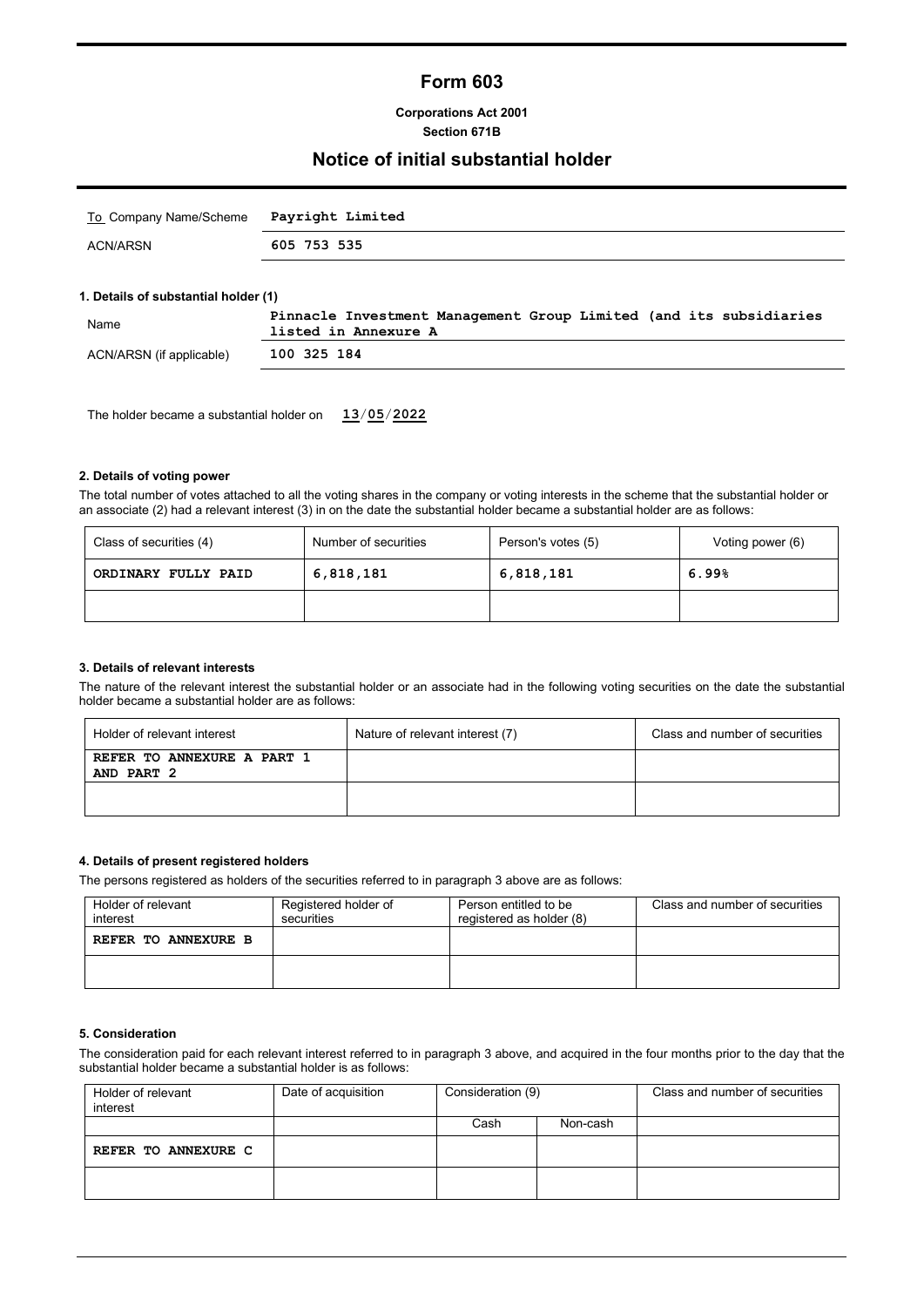# Form 603

**Corporations Act 2001**
**Section 671B**

## Notice of initial substantial holder

| | |
|---|---|
| To Company Name/Scheme | **Payright Limited** |
| ACN/ARSN | **605 753 535** |

**1. Details of substantial holder (1)**

| | |
|---|---|
| Name | **Pinnacle Investment Management Group Limited (and its subsidiaries listed in Annexure A** |
| ACN/ARSN (if applicable) | **100 325 184** |

The holder became a substantial holder on **13/05/2022**

**2. Details of voting power**

The total number of votes attached to all the voting shares in the company or voting interests in the scheme that the substantial holder or an associate (2) had a relevant interest (3) in on the date the substantial holder became a substantial holder are as follows:

| Class of securities (4) | Number of securities | Person's votes (5) | Voting power (6) |
|---|---|---|---|
| **ORDINARY FULLY PAID** | **6,818,181** | **6,818,181** | **6.99%** |
| | | | |

**3. Details of relevant interests**

The nature of the relevant interest the substantial holder or an associate had in the following voting securities on the date the substantial holder became a substantial holder are as follows:

| Holder of relevant interest | Nature of relevant interest (7) | Class and number of securities |
|---|---|---|
| **REFER TO ANNEXURE A PART 1 AND PART 2** | | |
| | | |

**4. Details of present registered holders**

The persons registered as holders of the securities referred to in paragraph 3 above are as follows:

| Holder of relevant interest | Registered holder of securities | Person entitled to be registered as holder (8) | Class and number of securities |
|---|---|---|---|
| **REFER TO ANNEXURE B** | | | |
| | | | |

**5. Consideration**

The consideration paid for each relevant interest referred to in paragraph 3 above, and acquired in the four months prior to the day that the substantial holder became a substantial holder is as follows:

| Holder of relevant interest | Date of acquisition | Consideration (9) | | Class and number of securities |
|---|---|---|---|---|
| | | Cash | Non-cash | |
| **REFER TO ANNEXURE C** | | | | |
| | | | | |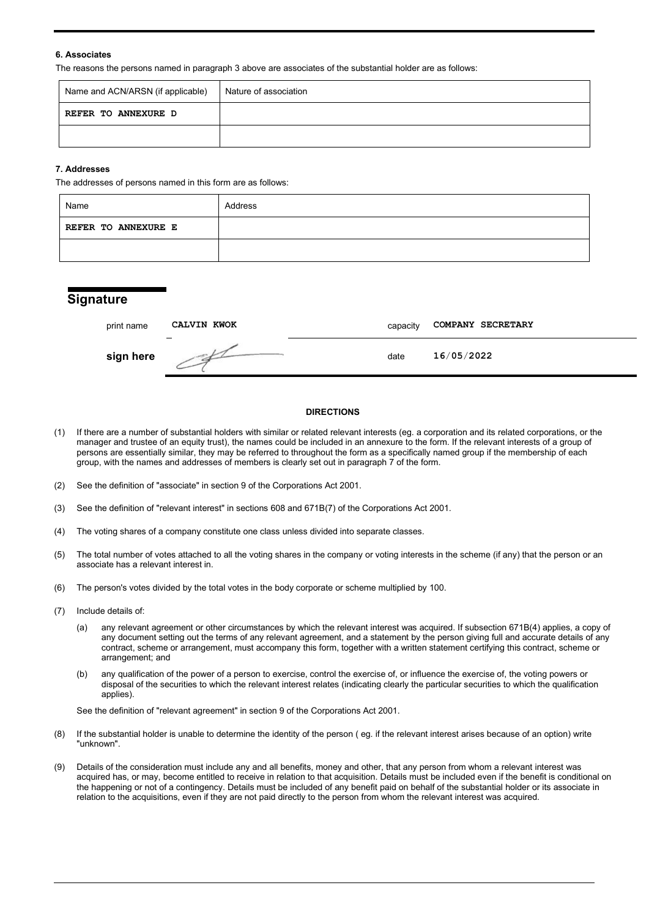**6. Associates**

The reasons the persons named in paragraph 3 above are associates of the substantial holder are as follows:

| Name and ACN/ARSN (if applicable) | Nature of association |
|---|---|
| REFER TO ANNEXURE D | |
| | |

**7. Addresses**

The addresses of persons named in this form are as follows:

| Name | Address |
|---|---|
| REFER TO ANNEXURE E | |
| | |

## Signature

| | | | |
|---|---|---|---|
| print name | CALVIN KWOK | capacity | COMPANY SECRETARY |
| **sign here** | | date | 16/05/2022 |

**DIRECTIONS**

(1) If there are a number of substantial holders with similar or related relevant interests (eg. a corporation and its related corporations, or the manager and trustee of an equity trust), the names could be included in an annexure to the form. If the relevant interests of a group of persons are essentially similar, they may be referred to throughout the form as a specifically named group if the membership of each group, with the names and addresses of members is clearly set out in paragraph 7 of the form.

(2) See the definition of "associate" in section 9 of the Corporations Act 2001.

(3) See the definition of "relevant interest" in sections 608 and 671B(7) of the Corporations Act 2001.

(4) The voting shares of a company constitute one class unless divided into separate classes.

(5) The total number of votes attached to all the voting shares in the company or voting interests in the scheme (if any) that the person or an associate has a relevant interest in.

(6) The person's votes divided by the total votes in the body corporate or scheme multiplied by 100.

(7) Include details of:

  (a) any relevant agreement or other circumstances by which the relevant interest was acquired. If subsection 671B(4) applies, a copy of any document setting out the terms of any relevant agreement, and a statement by the person giving full and accurate details of any contract, scheme or arrangement, must accompany this form, together with a written statement certifying this contract, scheme or arrangement; and

  (b) any qualification of the power of a person to exercise, control the exercise of, or influence the exercise of, the voting powers or disposal of the securities to which the relevant interest relates (indicating clearly the particular securities to which the qualification applies).

  See the definition of "relevant agreement" in section 9 of the Corporations Act 2001.

(8) If the substantial holder is unable to determine the identity of the person ( eg. if the relevant interest arises because of an option) write "unknown".

(9) Details of the consideration must include any and all benefits, money and other, that any person from whom a relevant interest was acquired has, or may, become entitled to receive in relation to that acquisition. Details must be included even if the benefit is conditional on the happening or not of a contingency. Details must be included of any benefit paid on behalf of the substantial holder or its associate in relation to the acquisitions, even if they are not paid directly to the person from whom the relevant interest was acquired.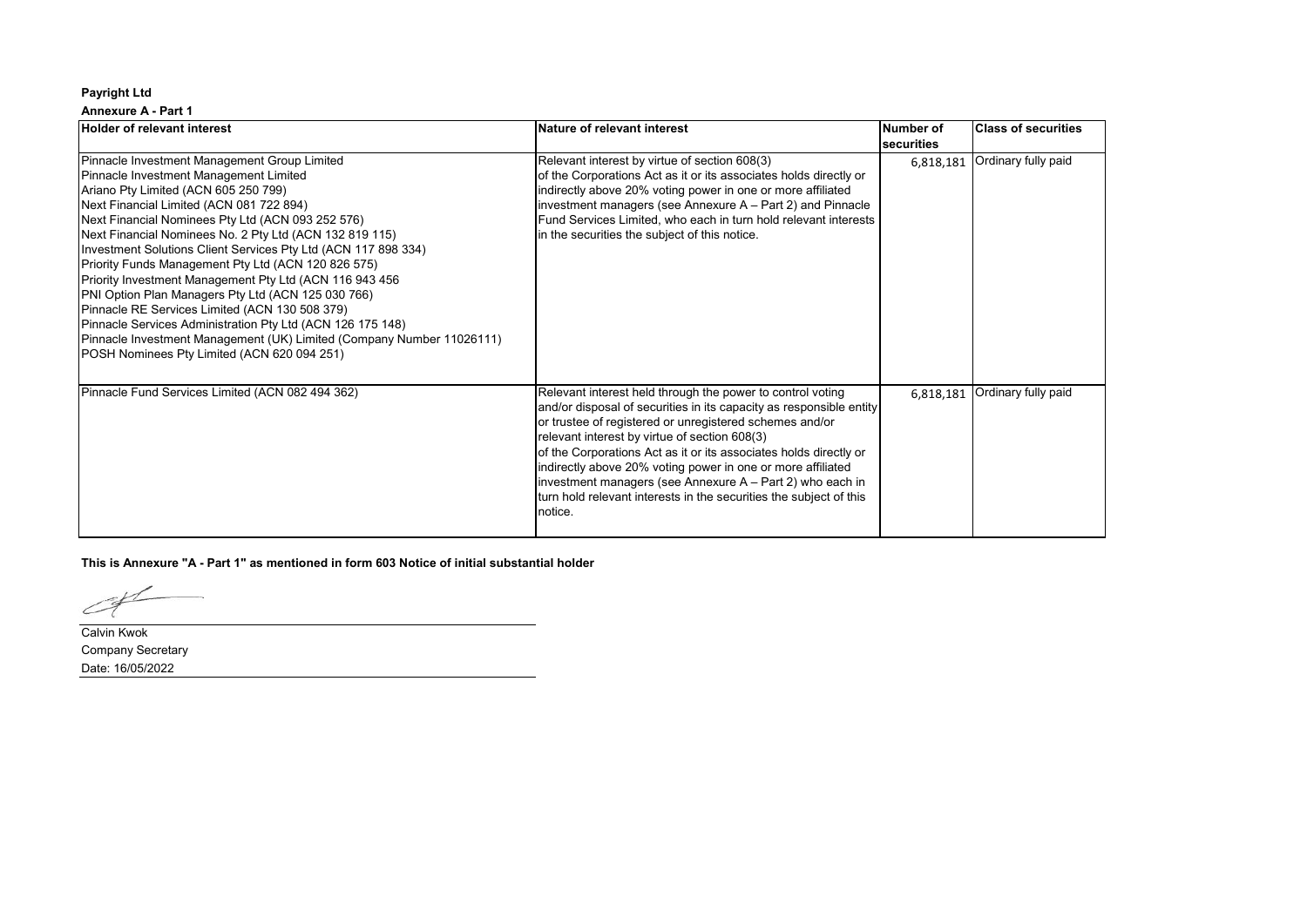**Payright Ltd**

**Annexure A - Part 1**

| Holder of relevant interest | Nature of relevant interest | Number of securities | Class of securities |
|---|---|---|---|
| Pinnacle Investment Management Group Limited<br>Pinnacle Investment Management Limited<br>Ariano Pty Limited (ACN 605 250 799)<br>Next Financial Limited (ACN 081 722 894)<br>Next Financial Nominees Pty Ltd (ACN 093 252 576)<br>Next Financial Nominees No. 2 Pty Ltd (ACN 132 819 115)<br>Investment Solutions Client Services Pty Ltd (ACN 117 898 334)<br>Priority Funds Management Pty Ltd (ACN 120 826 575)<br>Priority Investment Management Pty Ltd (ACN 116 943 456<br>PNI Option Plan Managers Pty Ltd (ACN 125 030 766)<br>Pinnacle RE Services Limited (ACN 130 508 379)<br>Pinnacle Services Administration Pty Ltd (ACN 126 175 148)<br>Pinnacle Investment Management (UK) Limited (Company Number 11026111)<br>POSH Nominees Pty Limited (ACN 620 094 251) | Relevant interest by virtue of section 608(3) of the Corporations Act as it or its associates holds directly or indirectly above 20% voting power in one or more affiliated investment managers (see Annexure A – Part 2) and Pinnacle Fund Services Limited, who each in turn hold relevant interests in the securities the subject of this notice. | 6,818,181 | Ordinary fully paid |
| Pinnacle Fund Services Limited (ACN 082 494 362) | Relevant interest held through the power to control voting and/or disposal of securities in its capacity as responsible entity or trustee of registered or unregistered schemes and/or relevant interest by virtue of section 608(3) of the Corporations Act as it or its associates holds directly or indirectly above 20% voting power in one or more affiliated investment managers (see Annexure A – Part 2) who each in turn hold relevant interests in the securities the subject of this notice. | 6,818,181 | Ordinary fully paid |

**This is Annexure "A - Part 1" as mentioned in form 603 Notice of initial substantial holder**

Calvin Kwok
Company Secretary
Date: 16/05/2022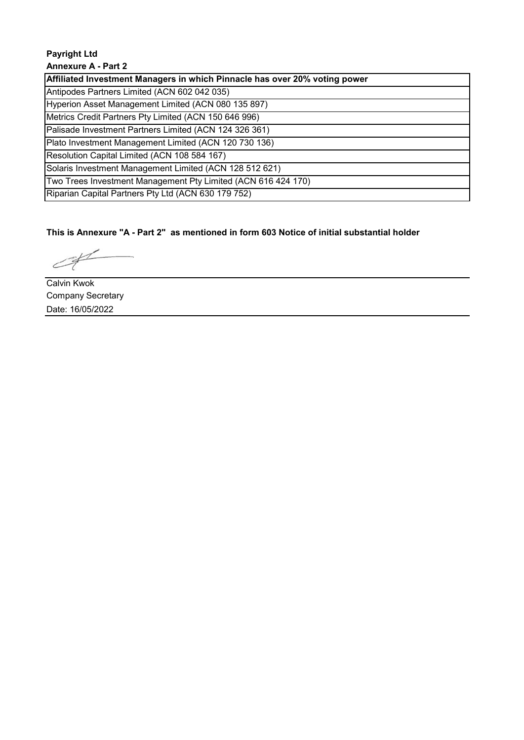**Payright Ltd**

**Annexure A - Part 2**

| Affiliated Investment Managers in which Pinnacle has over 20% voting power |
|---|
| Antipodes Partners Limited (ACN 602 042 035) |
| Hyperion Asset Management Limited (ACN 080 135 897) |
| Metrics Credit Partners Pty Limited (ACN 150 646 996) |
| Palisade Investment Partners Limited (ACN 124 326 361) |
| Plato Investment Management Limited (ACN 120 730 136) |
| Resolution Capital Limited (ACN 108 584 167) |
| Solaris Investment Management Limited (ACN 128 512 621) |
| Two Trees Investment Management Pty Limited (ACN 616 424 170) |
| Riparian Capital Partners Pty Ltd (ACN 630 179 752) |

**This is Annexure "A - Part 2" as mentioned in form 603 Notice of initial substantial holder**

Calvin Kwok
Company Secretary
Date: 16/05/2022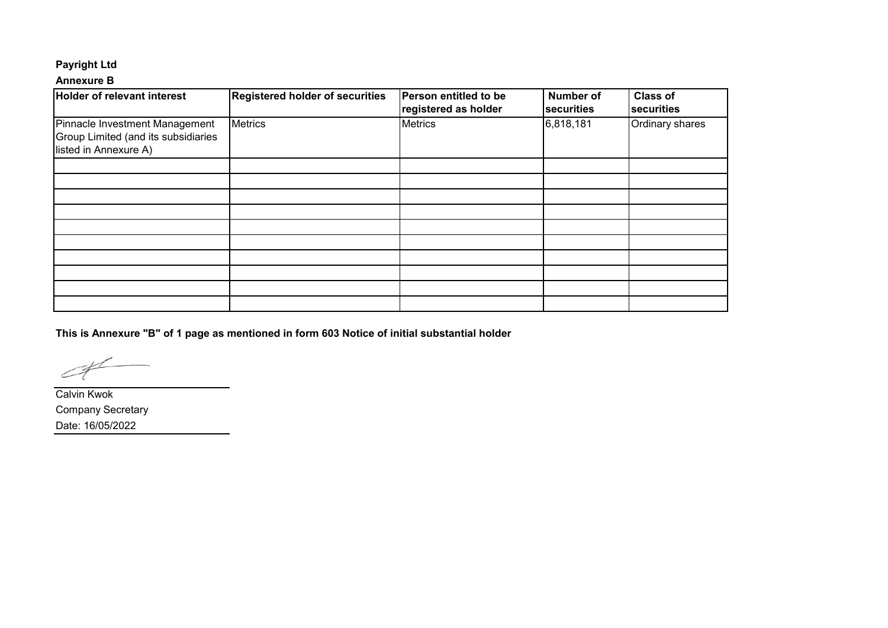**Payright Ltd**

**Annexure B**

| Holder of relevant interest | Registered holder of securities | Person entitled to be registered as holder | Number of securities | Class of securities |
|---|---|---|---|---|
| Pinnacle Investment Management Group Limited (and its subsidiaries listed in Annexure A) | Metrics | Metrics | 6,818,181 | Ordinary shares |
| | | | | |
| | | | | |
| | | | | |
| | | | | |
| | | | | |
| | | | | |
| | | | | |
| | | | | |
| | | | | |
| | | | | |

**This is Annexure "B" of 1 page as mentioned in form 603 Notice of initial substantial holder**

Calvin Kwok
Company Secretary
Date: 16/05/2022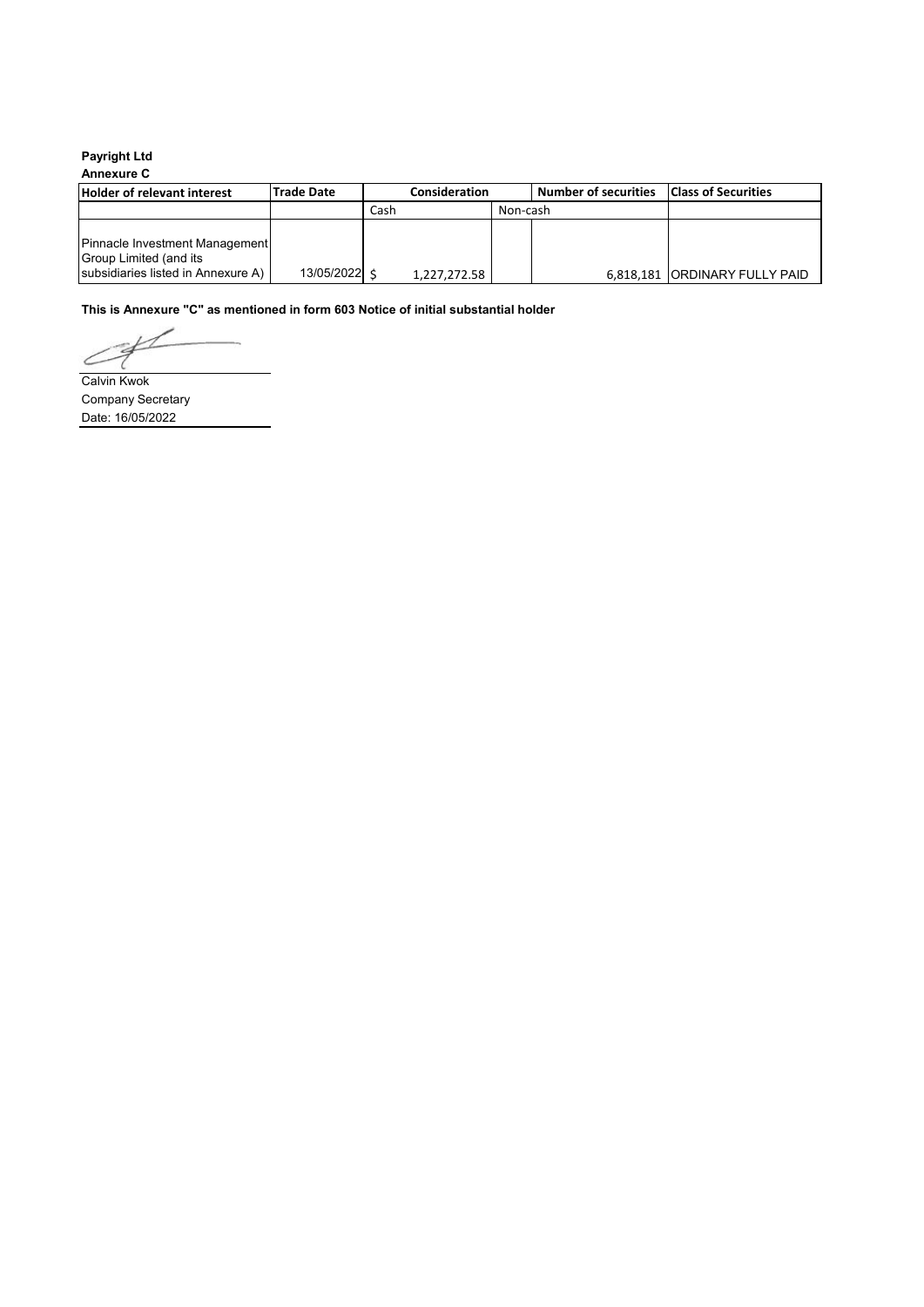**Payright Ltd**

**Annexure C**

| Holder of relevant interest | Trade Date | Consideration | | Number of securities | Class of Securities |
|---|---|---|---|---|---|
| | | Cash | Non-cash | | |
| Pinnacle Investment Management Group Limited (and its subsidiaries listed in Annexure A) | 13/05/2022 | $ 1,227,272.58 | | 6,818,181 | ORDINARY FULLY PAID |

**This is Annexure "C" as mentioned in form 603 Notice of initial substantial holder**

Calvin Kwok

Company Secretary

Date: 16/05/2022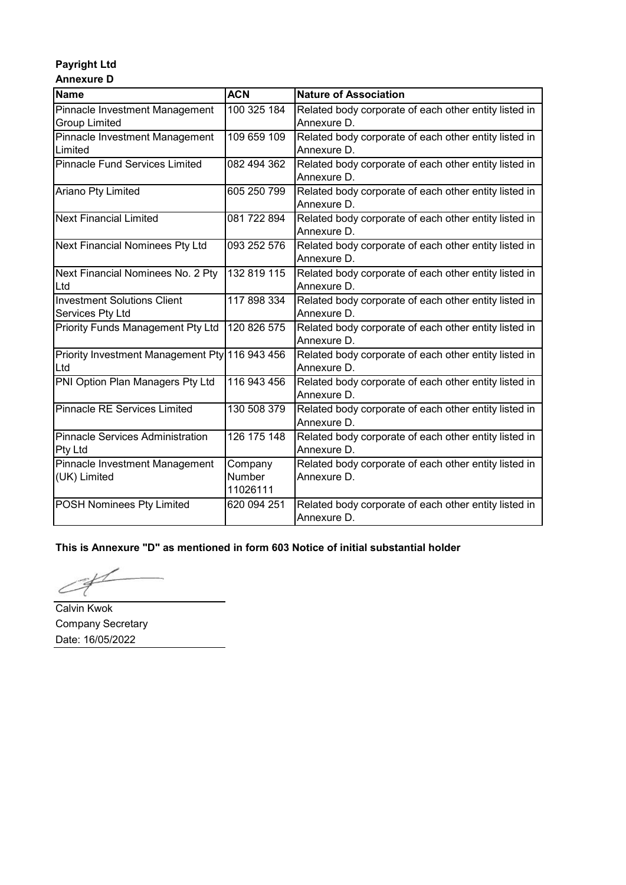**Payright Ltd**

**Annexure D**

| Name | ACN | Nature of Association |
|---|---|---|
| Pinnacle Investment Management Group Limited | 100 325 184 | Related body corporate of each other entity listed in Annexure D. |
| Pinnacle Investment Management Limited | 109 659 109 | Related body corporate of each other entity listed in Annexure D. |
| Pinnacle Fund Services Limited | 082 494 362 | Related body corporate of each other entity listed in Annexure D. |
| Ariano Pty Limited | 605 250 799 | Related body corporate of each other entity listed in Annexure D. |
| Next Financial Limited | 081 722 894 | Related body corporate of each other entity listed in Annexure D. |
| Next Financial Nominees Pty Ltd | 093 252 576 | Related body corporate of each other entity listed in Annexure D. |
| Next Financial Nominees No. 2 Pty Ltd | 132 819 115 | Related body corporate of each other entity listed in Annexure D. |
| Investment Solutions Client Services Pty Ltd | 117 898 334 | Related body corporate of each other entity listed in Annexure D. |
| Priority Funds Management Pty Ltd | 120 826 575 | Related body corporate of each other entity listed in Annexure D. |
| Priority Investment Management Pty Ltd | 116 943 456 | Related body corporate of each other entity listed in Annexure D. |
| PNI Option Plan Managers Pty Ltd | 116 943 456 | Related body corporate of each other entity listed in Annexure D. |
| Pinnacle RE Services Limited | 130 508 379 | Related body corporate of each other entity listed in Annexure D. |
| Pinnacle Services Administration Pty Ltd | 126 175 148 | Related body corporate of each other entity listed in Annexure D. |
| Pinnacle Investment Management (UK) Limited | Company Number 11026111 | Related body corporate of each other entity listed in Annexure D. |
| POSH Nominees Pty Limited | 620 094 251 | Related body corporate of each other entity listed in Annexure D. |

**This is Annexure "D" as mentioned in form 603 Notice of initial substantial holder**

Calvin Kwok
Company Secretary
Date: 16/05/2022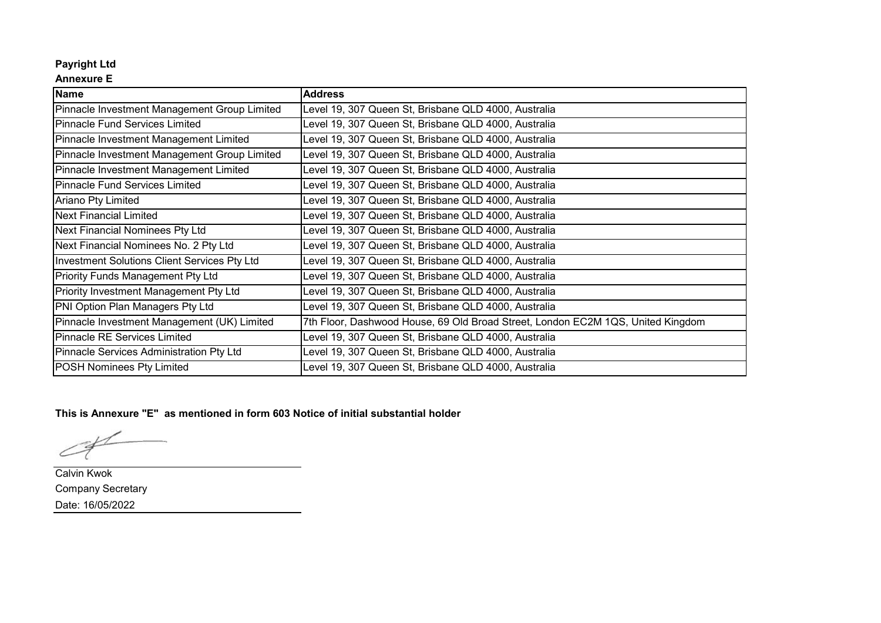**Payright Ltd**

**Annexure E**

| Name | Address |
|---|---|
| Pinnacle Investment Management Group Limited | Level 19, 307 Queen St, Brisbane QLD 4000, Australia |
| Pinnacle Fund Services Limited | Level 19, 307 Queen St, Brisbane QLD 4000, Australia |
| Pinnacle Investment Management Limited | Level 19, 307 Queen St, Brisbane QLD 4000, Australia |
| Pinnacle Investment Management Group Limited | Level 19, 307 Queen St, Brisbane QLD 4000, Australia |
| Pinnacle Investment Management Limited | Level 19, 307 Queen St, Brisbane QLD 4000, Australia |
| Pinnacle Fund Services Limited | Level 19, 307 Queen St, Brisbane QLD 4000, Australia |
| Ariano Pty Limited | Level 19, 307 Queen St, Brisbane QLD 4000, Australia |
| Next Financial Limited | Level 19, 307 Queen St, Brisbane QLD 4000, Australia |
| Next Financial Nominees Pty Ltd | Level 19, 307 Queen St, Brisbane QLD 4000, Australia |
| Next Financial Nominees No. 2 Pty Ltd | Level 19, 307 Queen St, Brisbane QLD 4000, Australia |
| Investment Solutions Client Services Pty Ltd | Level 19, 307 Queen St, Brisbane QLD 4000, Australia |
| Priority Funds Management Pty Ltd | Level 19, 307 Queen St, Brisbane QLD 4000, Australia |
| Priority Investment Management Pty Ltd | Level 19, 307 Queen St, Brisbane QLD 4000, Australia |
| PNI Option Plan Managers Pty Ltd | Level 19, 307 Queen St, Brisbane QLD 4000, Australia |
| Pinnacle Investment Management (UK) Limited | 7th Floor, Dashwood House, 69 Old Broad Street, London EC2M 1QS, United Kingdom |
| Pinnacle RE Services Limited | Level 19, 307 Queen St, Brisbane QLD 4000, Australia |
| Pinnacle Services Administration Pty Ltd | Level 19, 307 Queen St, Brisbane QLD 4000, Australia |
| POSH Nominees Pty Limited | Level 19, 307 Queen St, Brisbane QLD 4000, Australia |

**This is Annexure "E" as mentioned in form 603 Notice of initial substantial holder**

Calvin Kwok
Company Secretary
Date: 16/05/2022